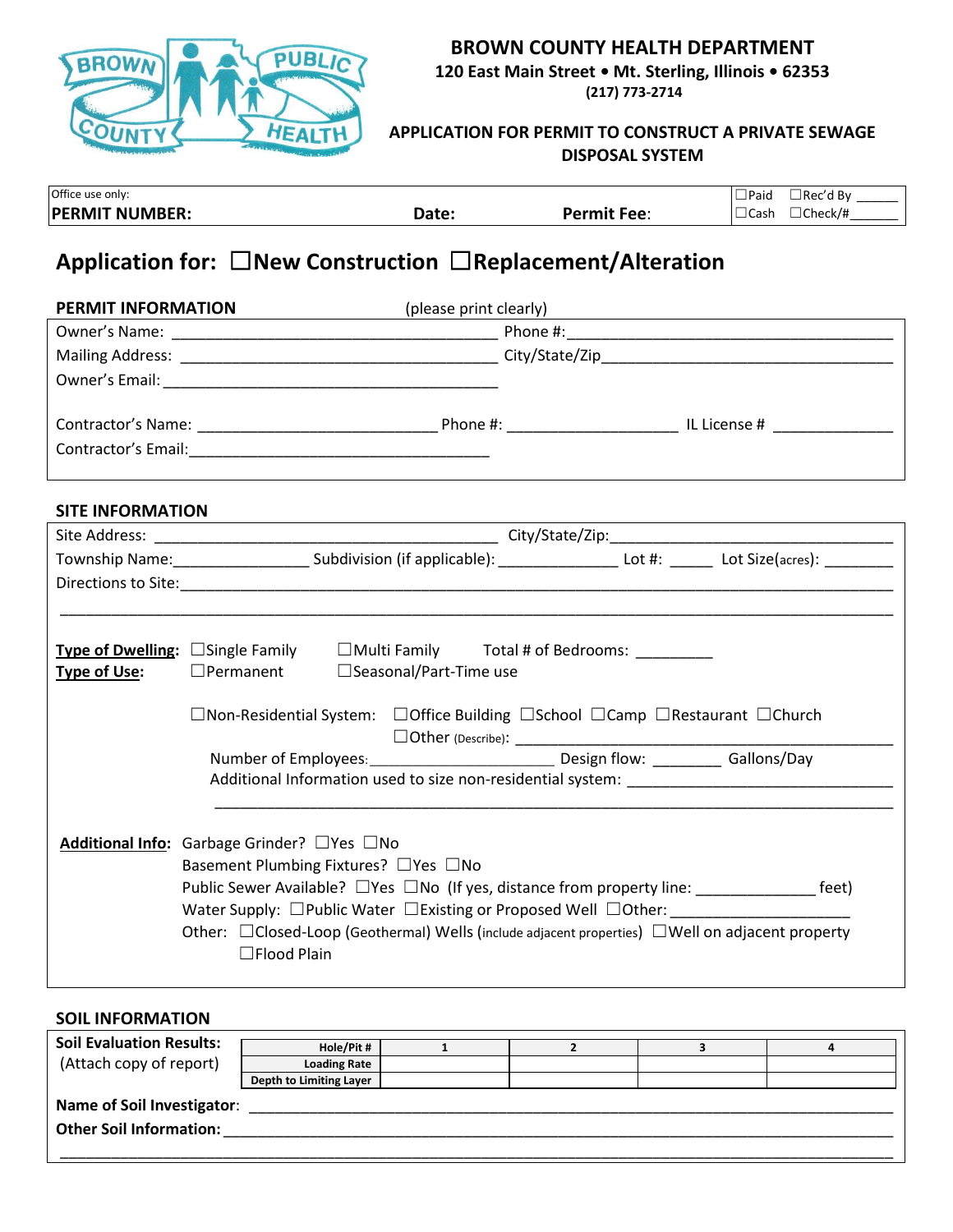# BROWN COUNTY HEALTH DEPARTMENT

**120 East Main Street • Mt. Sterling, Illinois • 62353**

**(217) 773-2714**

## APPLICATION FOR PERMIT TO CONSTRUCT A PRIVATE SEWAGE DISPOSAL SYSTEM

| Office use only: **PERMIT NUMBER:** | **Date:** | **Permit Fee:** | ☐Paid ☐Rec'd By ______ ☐Cash ☐Check/#______ |
|---|---|---|---|

## Application for: ☐New Construction ☐Replacement/Alteration

**PERMIT INFORMATION** (please print clearly)

Owner's Name: ______________________________________ Phone #:______________________________________

Mailing Address: ____________________________________ City/State/Zip__________________________________

Owner's Email: ______________________________________

Contractor's Name: ___________________________ Phone #: ___________________ IL License # ______________

Contractor's Email:__________________________________

**SITE INFORMATION**

Site Address: ________________________________________ City/State/Zip:________________________________

Township Name:_______________ Subdivision (if applicable): _____________ Lot #: _____ Lot Size(acres): ________

Directions to Site:_______________________________________________________________________________

___________________________________________________________________________________________

**Type of Dwelling:** ☐Single Family ☐Multi Family Total # of Bedrooms: _________

**Type of Use:** ☐Permanent ☐Seasonal/Part-Time use

☐Non-Residential System: ☐Office Building ☐School ☐Camp ☐Restaurant ☐Church ☐Other (Describe): ________________________________________

Number of Employees:______________________ Design flow: ________ Gallons/Day

Additional Information used to size non-residential system: ______________________________

_____________________________________________________________________________

**Additional Info:** Garbage Grinder? ☐Yes ☐No

Basement Plumbing Fixtures? ☐Yes ☐No

Public Sewer Available? ☐Yes ☐No (If yes, distance from property line: _____________ feet)

Water Supply: ☐Public Water ☐Existing or Proposed Well ☐Other: ____________________

Other: ☐Closed-Loop (Geothermal) Wells (include adjacent properties) ☐Well on adjacent property ☐Flood Plain

**SOIL INFORMATION**

**Soil Evaluation Results:** (Attach copy of report)

| Hole/Pit # | 1 | 2 | 3 | 4 |
|---|---|---|---|---|
| Loading Rate | | | | |
| Depth to Limiting Layer | | | | |

**Name of Soil Investigator**: ___________________________________________________________________

**Other Soil Information:** ______________________________________________________________________

___________________________________________________________________________________________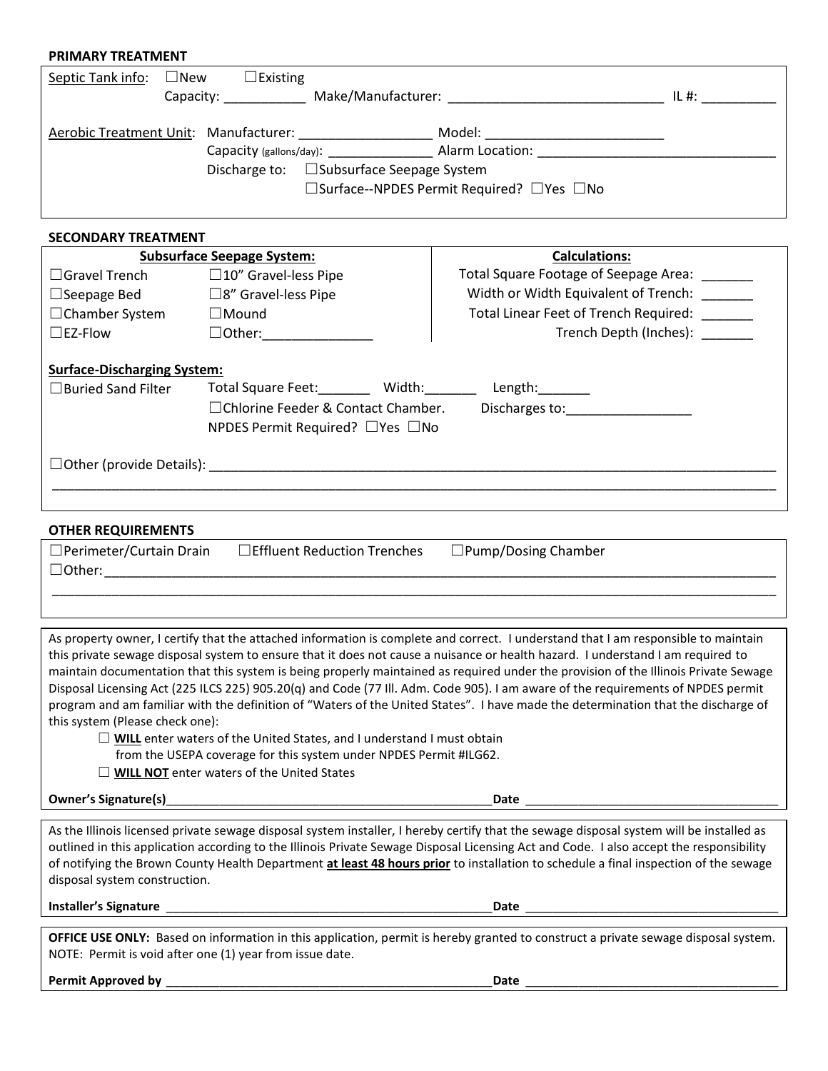**PRIMARY TREATMENT**

Septic Tank info: ☐New ☐Existing
Capacity: ___________ Make/Manufacturer: ______________________________ IL #: __________

Aerobic Treatment Unit: Manufacturer: __________________ Model: ________________________
Capacity (gallons/day): ______________ Alarm Location: ________________________________
Discharge to: ☐Subsurface Seepage System
☐Surface--NPDES Permit Required? ☐Yes ☐No

**SECONDARY TREATMENT**

| **Subsurface Seepage System:** | | **Calculations:** |
|---|---|---|
| ☐Gravel Trench | ☐10" Gravel-less Pipe | Total Square Footage of Seepage Area: _______ |
| ☐Seepage Bed | ☐8" Gravel-less Pipe | Width or Width Equivalent of Trench: _______ |
| ☐Chamber System | ☐Mound | Total Linear Feet of Trench Required: _______ |
| ☐EZ-Flow | ☐Other:_______________ | Trench Depth (Inches): _______ |

**Surface-Discharging System:**

☐Buried Sand Filter Total Square Feet:_______ Width:_______ Length:_______
☐Chlorine Feeder & Contact Chamber. Discharges to:_________________
NPDES Permit Required? ☐Yes ☐No

☐Other (provide Details): ________________________________________________________________________________
__________________________________________________________________________________________________

**OTHER REQUIREMENTS**

☐Perimeter/Curtain Drain ☐Effluent Reduction Trenches ☐Pump/Dosing Chamber
☐Other: __________________________________________________________________________________________
__________________________________________________________________________________________________

As property owner, I certify that the attached information is complete and correct. I understand that I am responsible to maintain this private sewage disposal system to ensure that it does not cause a nuisance or health hazard. I understand I am required to maintain documentation that this system is being properly maintained as required under the provision of the Illinois Private Sewage Disposal Licensing Act (225 ILCS 225) 905.20(q) and Code (77 Ill. Adm. Code 905). I am aware of the requirements of NPDES permit program and am familiar with the definition of "Waters of the United States". I have made the determination that the discharge of this system (Please check one):

☐ **WILL** enter waters of the United States, and I understand I must obtain from the USEPA coverage for this system under NPDES Permit #ILG62.
☐ **WILL NOT** enter waters of the United States

**Owner's Signature(s)**_______________________________________________**Date** _____________________________________

As the Illinois licensed private sewage disposal system installer, I hereby certify that the sewage disposal system will be installed as outlined in this application according to the Illinois Private Sewage Disposal Licensing Act and Code. I also accept the responsibility of notifying the Brown County Health Department **at least 48 hours prior** to installation to schedule a final inspection of the sewage disposal system construction.

**Installer's Signature** _______________________________________________**Date** _____________________________________

**OFFICE USE ONLY:** Based on information in this application, permit is hereby granted to construct a private sewage disposal system. NOTE: Permit is void after one (1) year from issue date.

**Permit Approved by** _______________________________________________**Date** _____________________________________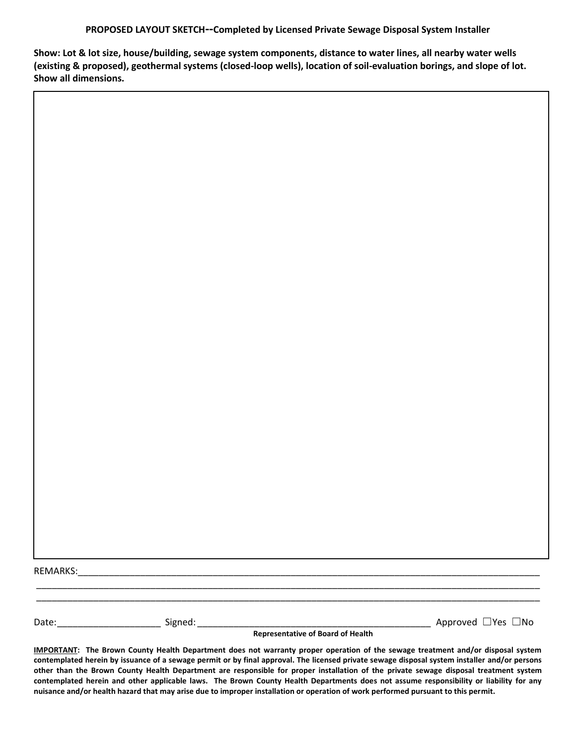**PROPOSED LAYOUT SKETCH--Completed by Licensed Private Sewage Disposal System Installer**

**Show: Lot & lot size, house/building, sewage system components, distance to water lines, all nearby water wells (existing & proposed), geothermal systems (closed-loop wells), location of soil-evaluation borings, and slope of lot. Show all dimensions.**

REMARKS:_____________________________________________________________________________________________

_____________________________________________________________________________________________________

_____________________________________________________________________________________________________

Date:____________________ Signed: _______________________________________________ Approved ☐Yes ☐No

**Representative of Board of Health**

**IMPORTANT: The Brown County Health Department does not warranty proper operation of the sewage treatment and/or disposal system contemplated herein by issuance of a sewage permit or by final approval. The licensed private sewage disposal system installer and/or persons other than the Brown County Health Department are responsible for proper installation of the private sewage disposal treatment system contemplated herein and other applicable laws. The Brown County Health Departments does not assume responsibility or liability for any nuisance and/or health hazard that may arise due to improper installation or operation of work performed pursuant to this permit.**